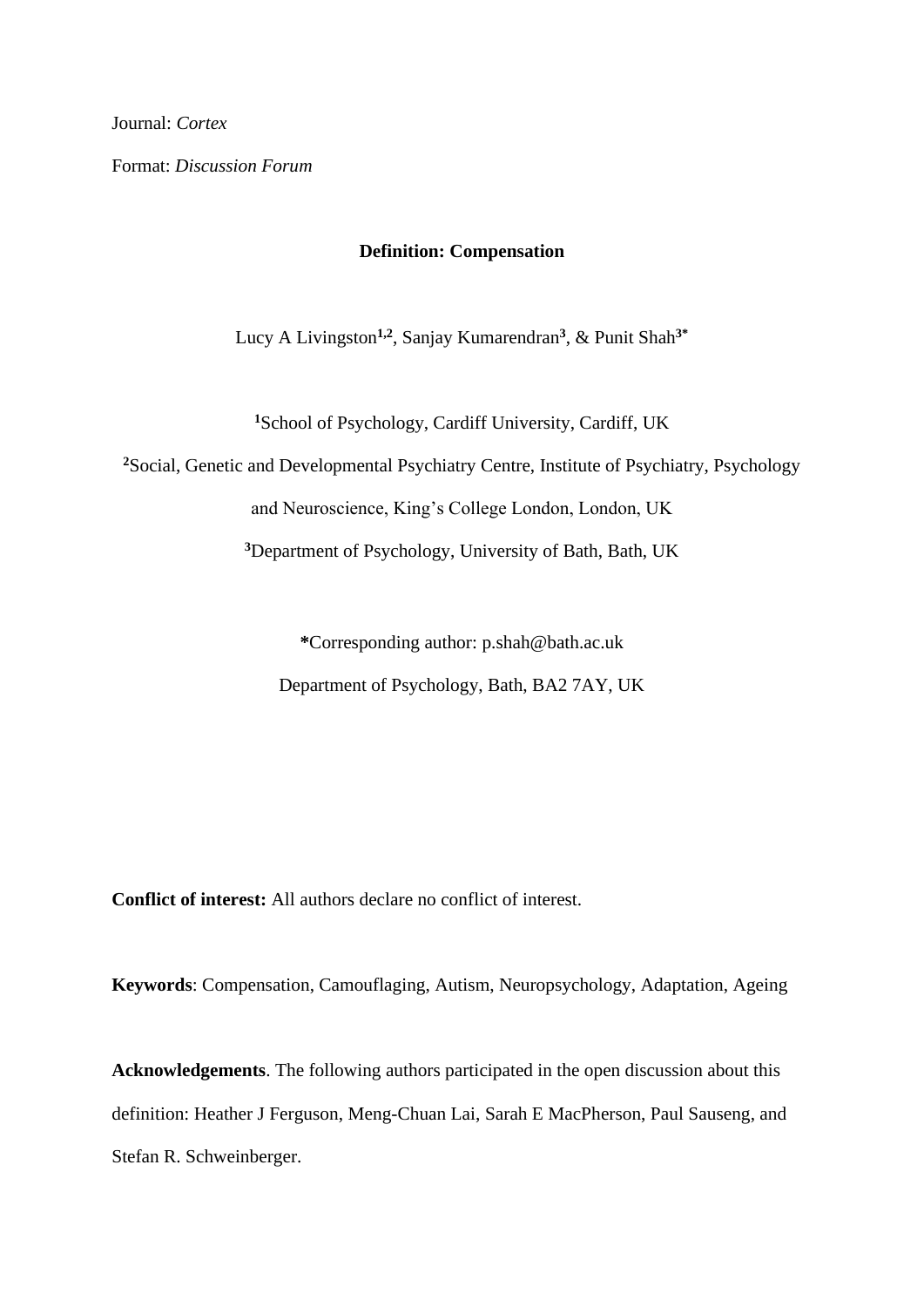Journal: *Cortex*

Format: *Discussion Forum*

# Definition: Compensation

Lucy A Livingston[1,2], Sanjay Kumarendran[3], & Punit Shah[3*]

[1]School of Psychology, Cardiff University, Cardiff, UK

[2]Social, Genetic and Developmental Psychiatry Centre, Institute of Psychiatry, Psychology and Neuroscience, King's College London, London, UK

[3]Department of Psychology, University of Bath, Bath, UK

*Corresponding author: p.shah@bath.ac.uk

Department of Psychology, Bath, BA2 7AY, UK

**Conflict of interest:** All authors declare no conflict of interest.

**Keywords**: Compensation, Camouflaging, Autism, Neuropsychology, Adaptation, Ageing

**Acknowledgements**. The following authors participated in the open discussion about this definition: Heather J Ferguson, Meng-Chuan Lai, Sarah E MacPherson, Paul Sauseng, and Stefan R. Schweinberger.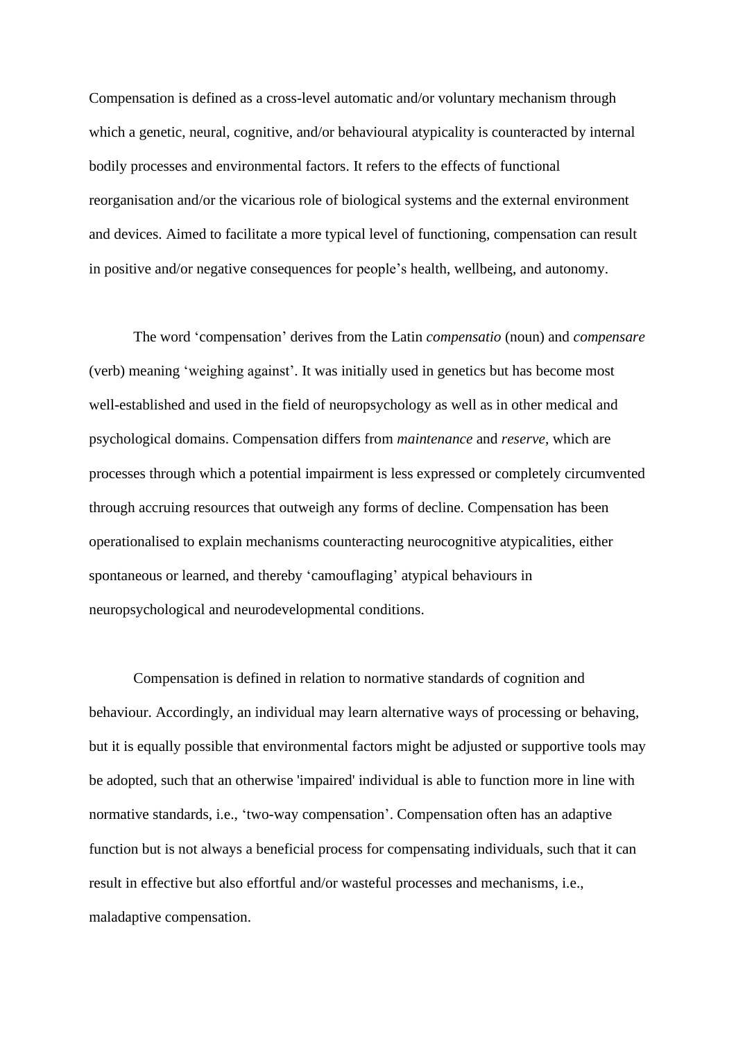Compensation is defined as a cross-level automatic and/or voluntary mechanism through which a genetic, neural, cognitive, and/or behavioural atypicality is counteracted by internal bodily processes and environmental factors. It refers to the effects of functional reorganisation and/or the vicarious role of biological systems and the external environment and devices. Aimed to facilitate a more typical level of functioning, compensation can result in positive and/or negative consequences for people's health, wellbeing, and autonomy.

The word 'compensation' derives from the Latin *compensatio* (noun) and *compensare* (verb) meaning 'weighing against'. It was initially used in genetics but has become most well-established and used in the field of neuropsychology as well as in other medical and psychological domains. Compensation differs from *maintenance* and *reserve*, which are processes through which a potential impairment is less expressed or completely circumvented through accruing resources that outweigh any forms of decline. Compensation has been operationalised to explain mechanisms counteracting neurocognitive atypicalities, either spontaneous or learned, and thereby 'camouflaging' atypical behaviours in neuropsychological and neurodevelopmental conditions.

Compensation is defined in relation to normative standards of cognition and behaviour. Accordingly, an individual may learn alternative ways of processing or behaving, but it is equally possible that environmental factors might be adjusted or supportive tools may be adopted, such that an otherwise 'impaired' individual is able to function more in line with normative standards, i.e., 'two-way compensation'. Compensation often has an adaptive function but is not always a beneficial process for compensating individuals, such that it can result in effective but also effortful and/or wasteful processes and mechanisms, i.e., maladaptive compensation.